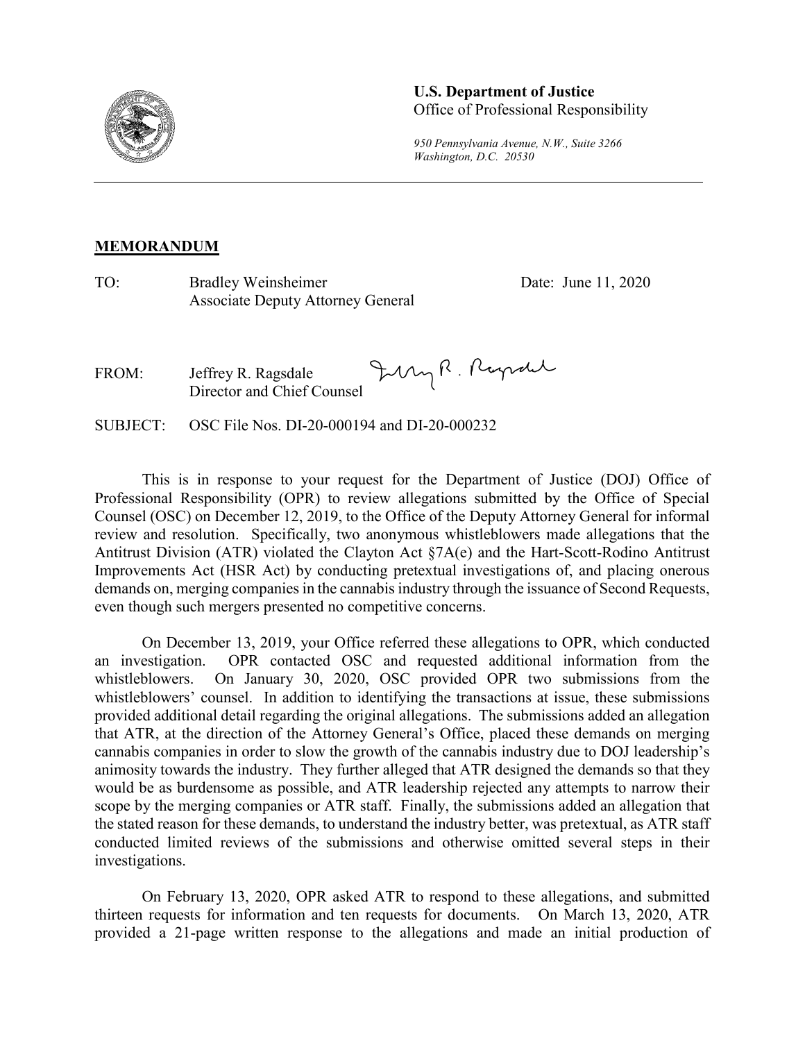**U.S. Department of Justice**
Office of Professional Responsibility

*950 Pennsylvania Avenue, N.W., Suite 3266*
*Washington, D.C. 20530*

---

**MEMORANDUM**

TO: Bradley Weinsheimer
Associate Deputy Attorney General

Date: June 11, 2020

FROM: Jeffrey R. Ragsdale
Director and Chief Counsel

SUBJECT: OSC File Nos. DI-20-000194 and DI-20-000232

This is in response to your request for the Department of Justice (DOJ) Office of Professional Responsibility (OPR) to review allegations submitted by the Office of Special Counsel (OSC) on December 12, 2019, to the Office of the Deputy Attorney General for informal review and resolution. Specifically, two anonymous whistleblowers made allegations that the Antitrust Division (ATR) violated the Clayton Act §7A(e) and the Hart-Scott-Rodino Antitrust Improvements Act (HSR Act) by conducting pretextual investigations of, and placing onerous demands on, merging companies in the cannabis industry through the issuance of Second Requests, even though such mergers presented no competitive concerns.

On December 13, 2019, your Office referred these allegations to OPR, which conducted an investigation. OPR contacted OSC and requested additional information from the whistleblowers. On January 30, 2020, OSC provided OPR two submissions from the whistleblowers' counsel. In addition to identifying the transactions at issue, these submissions provided additional detail regarding the original allegations. The submissions added an allegation that ATR, at the direction of the Attorney General's Office, placed these demands on merging cannabis companies in order to slow the growth of the cannabis industry due to DOJ leadership's animosity towards the industry. They further alleged that ATR designed the demands so that they would be as burdensome as possible, and ATR leadership rejected any attempts to narrow their scope by the merging companies or ATR staff. Finally, the submissions added an allegation that the stated reason for these demands, to understand the industry better, was pretextual, as ATR staff conducted limited reviews of the submissions and otherwise omitted several steps in their investigations.

On February 13, 2020, OPR asked ATR to respond to these allegations, and submitted thirteen requests for information and ten requests for documents. On March 13, 2020, ATR provided a 21-page written response to the allegations and made an initial production of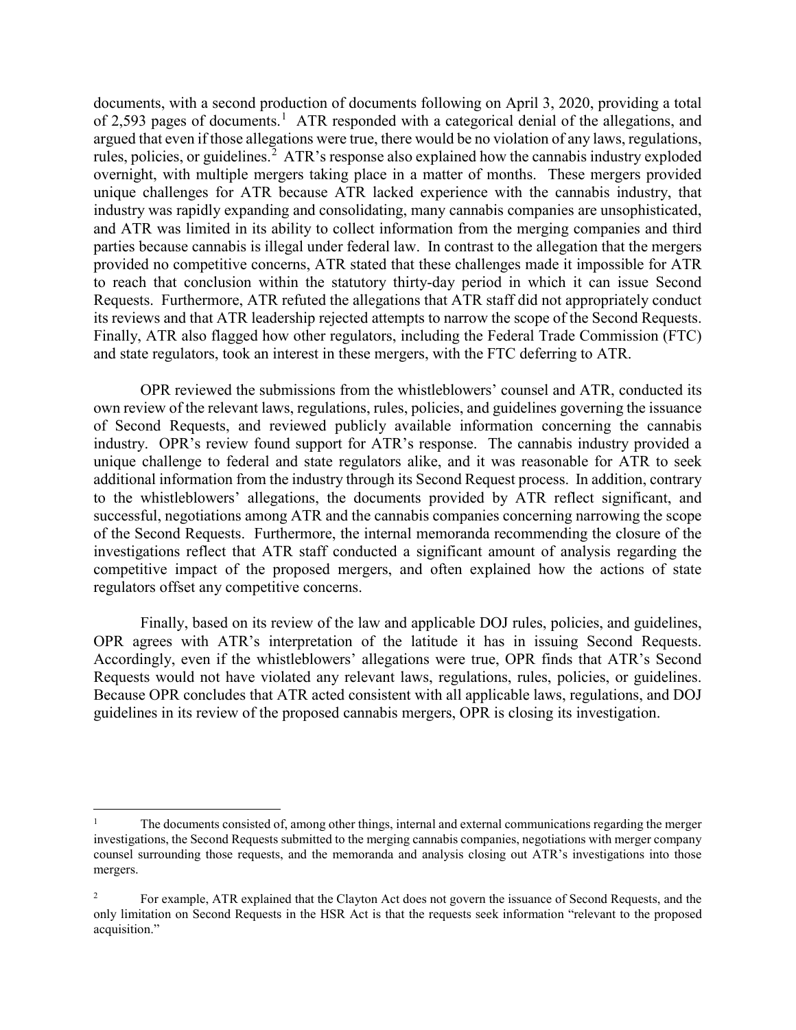documents, with a second production of documents following on April 3, 2020, providing a total of 2,593 pages of documents.[1] ATR responded with a categorical denial of the allegations, and argued that even if those allegations were true, there would be no violation of any laws, regulations, rules, policies, or guidelines.[2] ATR's response also explained how the cannabis industry exploded overnight, with multiple mergers taking place in a matter of months. These mergers provided unique challenges for ATR because ATR lacked experience with the cannabis industry, that industry was rapidly expanding and consolidating, many cannabis companies are unsophisticated, and ATR was limited in its ability to collect information from the merging companies and third parties because cannabis is illegal under federal law. In contrast to the allegation that the mergers provided no competitive concerns, ATR stated that these challenges made it impossible for ATR to reach that conclusion within the statutory thirty-day period in which it can issue Second Requests. Furthermore, ATR refuted the allegations that ATR staff did not appropriately conduct its reviews and that ATR leadership rejected attempts to narrow the scope of the Second Requests. Finally, ATR also flagged how other regulators, including the Federal Trade Commission (FTC) and state regulators, took an interest in these mergers, with the FTC deferring to ATR.

OPR reviewed the submissions from the whistleblowers' counsel and ATR, conducted its own review of the relevant laws, regulations, rules, policies, and guidelines governing the issuance of Second Requests, and reviewed publicly available information concerning the cannabis industry. OPR's review found support for ATR's response. The cannabis industry provided a unique challenge to federal and state regulators alike, and it was reasonable for ATR to seek additional information from the industry through its Second Request process. In addition, contrary to the whistleblowers' allegations, the documents provided by ATR reflect significant, and successful, negotiations among ATR and the cannabis companies concerning narrowing the scope of the Second Requests. Furthermore, the internal memoranda recommending the closure of the investigations reflect that ATR staff conducted a significant amount of analysis regarding the competitive impact of the proposed mergers, and often explained how the actions of state regulators offset any competitive concerns.

Finally, based on its review of the law and applicable DOJ rules, policies, and guidelines, OPR agrees with ATR's interpretation of the latitude it has in issuing Second Requests. Accordingly, even if the whistleblowers' allegations were true, OPR finds that ATR's Second Requests would not have violated any relevant laws, regulations, rules, policies, or guidelines. Because OPR concludes that ATR acted consistent with all applicable laws, regulations, and DOJ guidelines in its review of the proposed cannabis mergers, OPR is closing its investigation.

---

[1] The documents consisted of, among other things, internal and external communications regarding the merger investigations, the Second Requests submitted to the merging cannabis companies, negotiations with merger company counsel surrounding those requests, and the memoranda and analysis closing out ATR's investigations into those mergers.

[2] For example, ATR explained that the Clayton Act does not govern the issuance of Second Requests, and the only limitation on Second Requests in the HSR Act is that the requests seek information "relevant to the proposed acquisition."